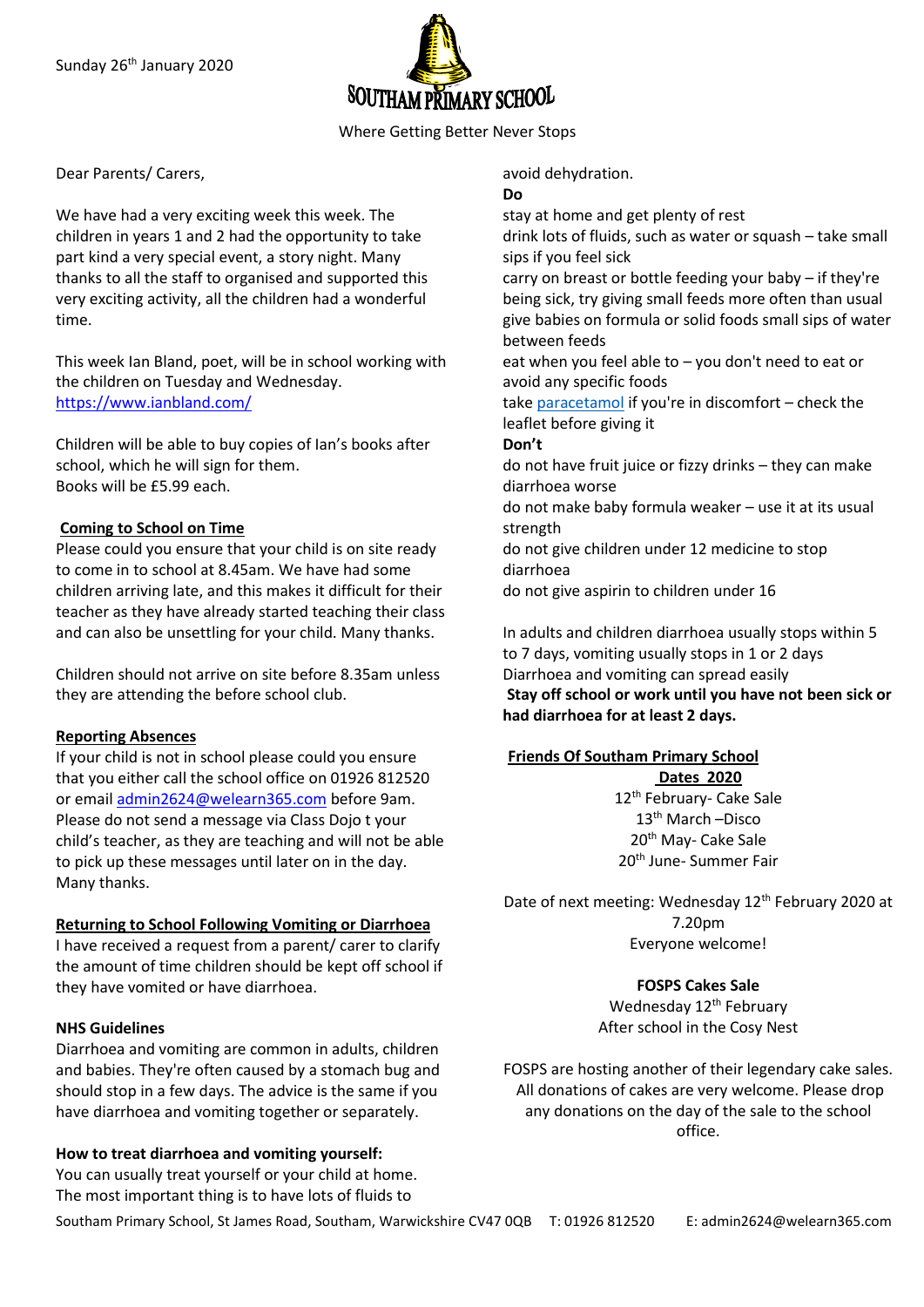Sunday 26th January 2020

# SOUTHAM PRIMARY SCHOOL

Where Getting Better Never Stops

Dear Parents/ Carers,

We have had a very exciting week this week. The children in years 1 and 2 had the opportunity to take part kind a very special event, a story night. Many thanks to all the staff to organised and supported this very exciting activity, all the children had a wonderful time.

This week Ian Bland, poet, will be in school working with the children on Tuesday and Wednesday. https://www.ianbland.com/

Children will be able to buy copies of Ian's books after school, which he will sign for them.
Books will be £5.99 each.

**Coming to School on Time**

Please could you ensure that your child is on site ready to come in to school at 8.45am. We have had some children arriving late, and this makes it difficult for their teacher as they have already started teaching their class and can also be unsettling for your child. Many thanks.

Children should not arrive on site before 8.35am unless they are attending the before school club.

**Reporting Absences**

If your child is not in school please could you ensure that you either call the school office on 01926 812520 or email admin2624@welearn365.com before 9am. Please do not send a message via Class Dojo t your child's teacher, as they are teaching and will not be able to pick up these messages until later on in the day. Many thanks.

**Returning to School Following Vomiting or Diarrhoea**

I have received a request from a parent/ carer to clarify the amount of time children should be kept off school if they have vomited or have diarrhoea.

**NHS Guidelines**

Diarrhoea and vomiting are common in adults, children and babies. They're often caused by a stomach bug and should stop in a few days. The advice is the same if you have diarrhoea and vomiting together or separately.

**How to treat diarrhoea and vomiting yourself:**

You can usually treat yourself or your child at home. The most important thing is to have lots of fluids to avoid dehydration.

**Do**

stay at home and get plenty of rest
drink lots of fluids, such as water or squash – take small sips if you feel sick
carry on breast or bottle feeding your baby – if they're being sick, try giving small feeds more often than usual
give babies on formula or solid foods small sips of water between feeds
eat when you feel able to – you don't need to eat or avoid any specific foods
take paracetamol if you're in discomfort – check the leaflet before giving it

**Don't**

do not have fruit juice or fizzy drinks – they can make diarrhoea worse
do not make baby formula weaker – use it at its usual strength
do not give children under 12 medicine to stop diarrhoea
do not give aspirin to children under 16

In adults and children diarrhoea usually stops within 5 to 7 days, vomiting usually stops in 1 or 2 days
Diarrhoea and vomiting can spread easily
**Stay off school or work until you have not been sick or had diarrhoea for at least 2 days.**

**Friends Of Southam Primary School**

**Dates 2020**

12th February- Cake Sale
13th March –Disco
20th May- Cake Sale
20th June- Summer Fair

Date of next meeting: Wednesday 12th February 2020 at 7.20pm
Everyone welcome!

**FOSPS Cakes Sale**

Wednesday 12th February
After school in the Cosy Nest

FOSPS are hosting another of their legendary cake sales. All donations of cakes are very welcome. Please drop any donations on the day of the sale to the school office.

Southam Primary School, St James Road, Southam, Warwickshire CV47 0QB T: 01926 812520 E: admin2624@welearn365.com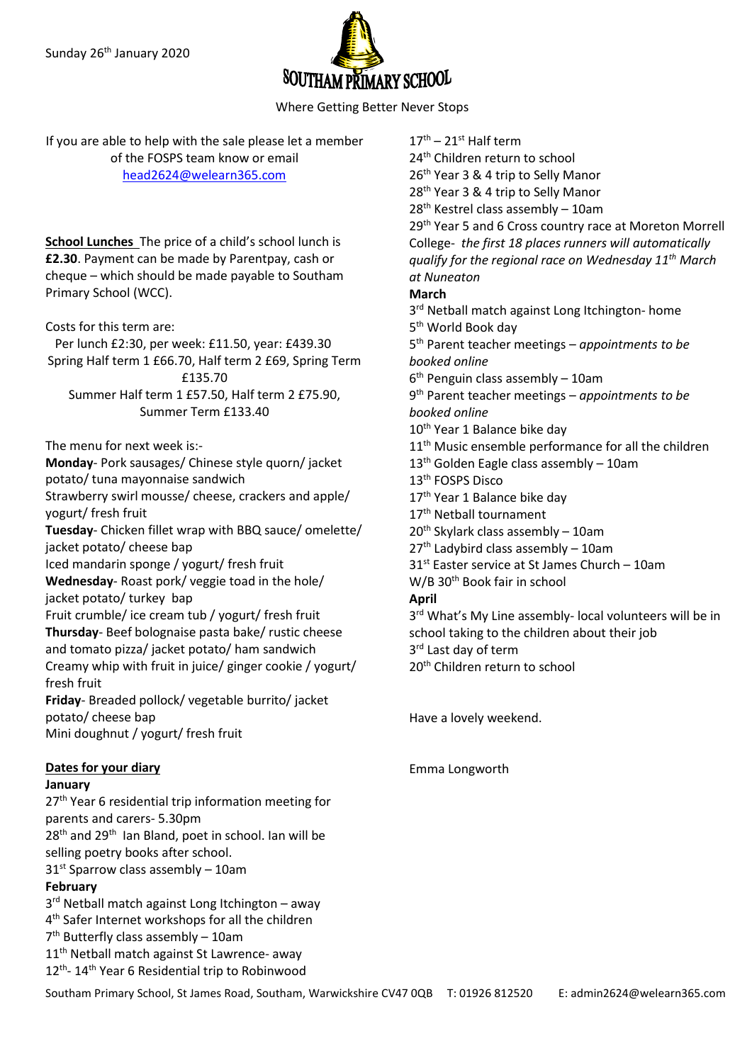Sunday 26th January 2020

# SOUTHAM PRIMARY SCHOOL

Where Getting Better Never Stops

If you are able to help with the sale please let a member of the FOSPS team know or email head2624@welearn365.com

**School Lunches** The price of a child's school lunch is **£2.30**. Payment can be made by Parentpay, cash or cheque – which should be made payable to Southam Primary School (WCC).

Costs for this term are:
Per lunch £2:30, per week: £11.50, year: £439.30
Spring Half term 1 £66.70, Half term 2 £69, Spring Term £135.70
Summer Half term 1 £57.50, Half term 2 £75.90, Summer Term £133.40

The menu for next week is:-

**Monday**- Pork sausages/ Chinese style quorn/ jacket potato/ tuna mayonnaise sandwich
Strawberry swirl mousse/ cheese, crackers and apple/ yogurt/ fresh fruit

**Tuesday**- Chicken fillet wrap with BBQ sauce/ omelette/ jacket potato/ cheese bap
Iced mandarin sponge / yogurt/ fresh fruit

**Wednesday**- Roast pork/ veggie toad in the hole/ jacket potato/ turkey bap
Fruit crumble/ ice cream tub / yogurt/ fresh fruit

**Thursday**- Beef bolognaise pasta bake/ rustic cheese and tomato pizza/ jacket potato/ ham sandwich
Creamy whip with fruit in juice/ ginger cookie / yogurt/ fresh fruit

**Friday**- Breaded pollock/ vegetable burrito/ jacket potato/ cheese bap
Mini doughnut / yogurt/ fresh fruit

**Dates for your diary**

**January**
27th Year 6 residential trip information meeting for parents and carers- 5.30pm
28th and 29th Ian Bland, poet in school. Ian will be selling poetry books after school.
31st Sparrow class assembly – 10am

**February**
3rd Netball match against Long Itchington – away
4th Safer Internet workshops for all the children
7th Butterfly class assembly – 10am
11th Netball match against St Lawrence- away
12th- 14th Year 6 Residential trip to Robinwood
17th – 21st Half term
24th Children return to school
26th Year 3 & 4 trip to Selly Manor
28th Year 3 & 4 trip to Selly Manor
28th Kestrel class assembly – 10am
29th Year 5 and 6 Cross country race at Moreton Morrell College- *the first 18 places runners will automatically qualify for the regional race on Wednesday 11th March at Nuneaton*

**March**
3rd Netball match against Long Itchington- home
5th World Book day
5th Parent teacher meetings – *appointments to be booked online*
6th Penguin class assembly – 10am
9th Parent teacher meetings – *appointments to be booked online*
10th Year 1 Balance bike day
11th Music ensemble performance for all the children
13th Golden Eagle class assembly – 10am
13th FOSPS Disco
17th Year 1 Balance bike day
17th Netball tournament
20th Skylark class assembly – 10am
27th Ladybird class assembly – 10am
31st Easter service at St James Church – 10am
W/B 30th Book fair in school

**April**
3rd What's My Line assembly- local volunteers will be in school taking to the children about their job
3rd Last day of term
20th Children return to school

Have a lovely weekend.

Emma Longworth

Southam Primary School, St James Road, Southam, Warwickshire CV47 0QB T: 01926 812520 E: admin2624@welearn365.com